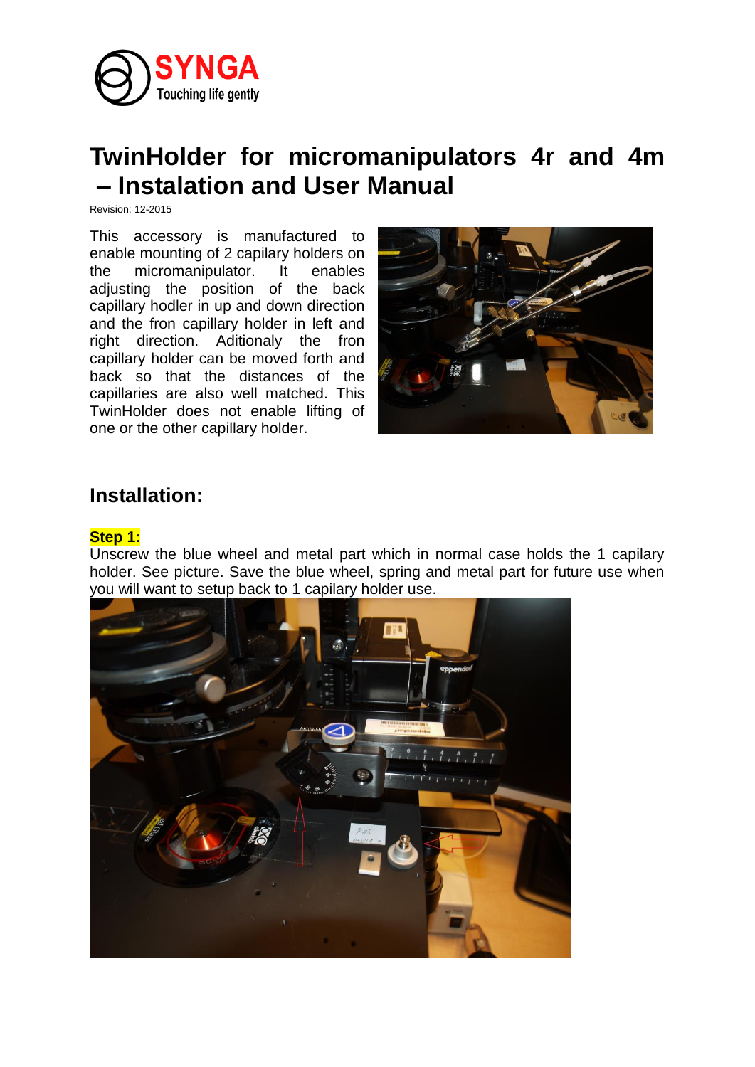# TwinHolder for micromanipulators 4r and 4m – Instalation and User Manual

Revision: 12-2015

This accessory is manufactured to enable mounting of 2 capilary holders on the micromanipulator. It enables adjusting the position of the back capillary hodler in up and down direction and the fron capillary holder in left and right direction. Aditionaly the fron capillary holder can be moved forth and back so that the distances of the capillaries are also well matched. This TwinHolder does not enable lifting of one or the other capillary holder.

## Installation:

**Step 1:**

Unscrew the blue wheel and metal part which in normal case holds the 1 capilary holder. See picture. Save the blue wheel, spring and metal part for future use when you will want to setup back to 1 capilary holder use.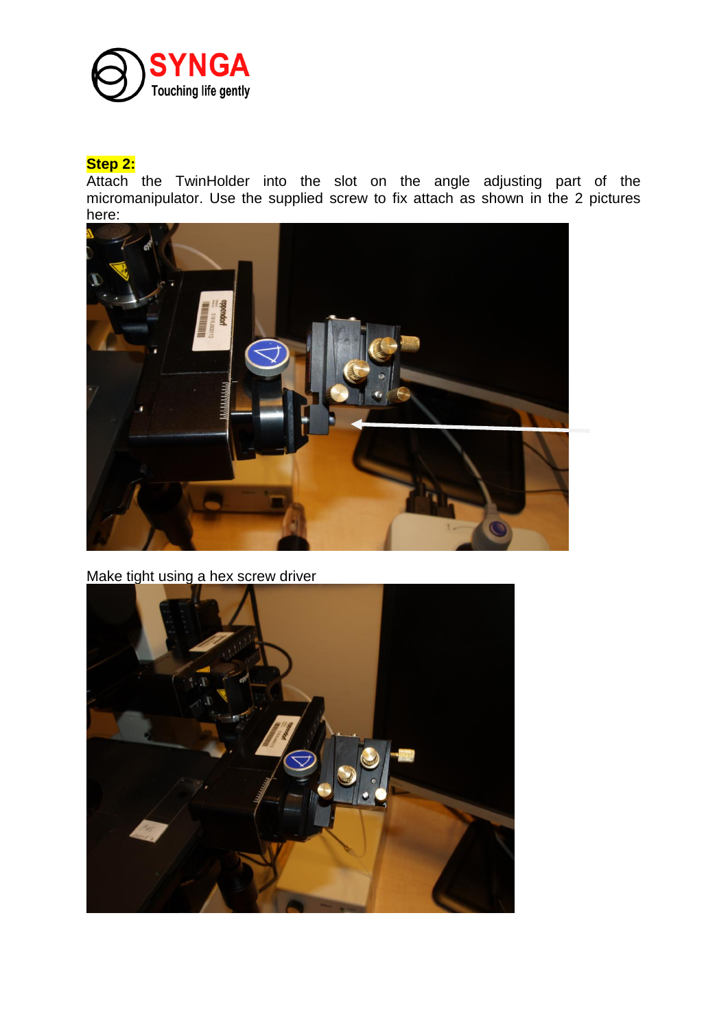**Step 2:**

Attach the TwinHolder into the slot on the angle adjusting part of the micromanipulator. Use the supplied screw to fix attach as shown in the 2 pictures here:

Make tight using a hex screw driver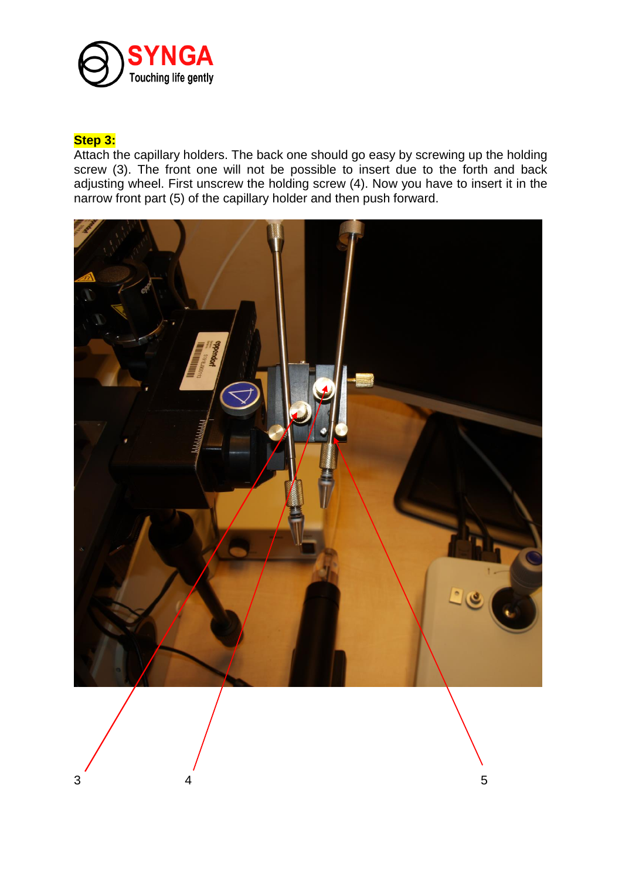**Step 3:**

Attach the capillary holders. The back one should go easy by screwing up the holding screw (3). The front one will not be possible to insert due to the forth and back adjusting wheel. First unscrew the holding screw (4). Now you have to insert it in the narrow front part (5) of the capillary holder and then push forward.

3 4 5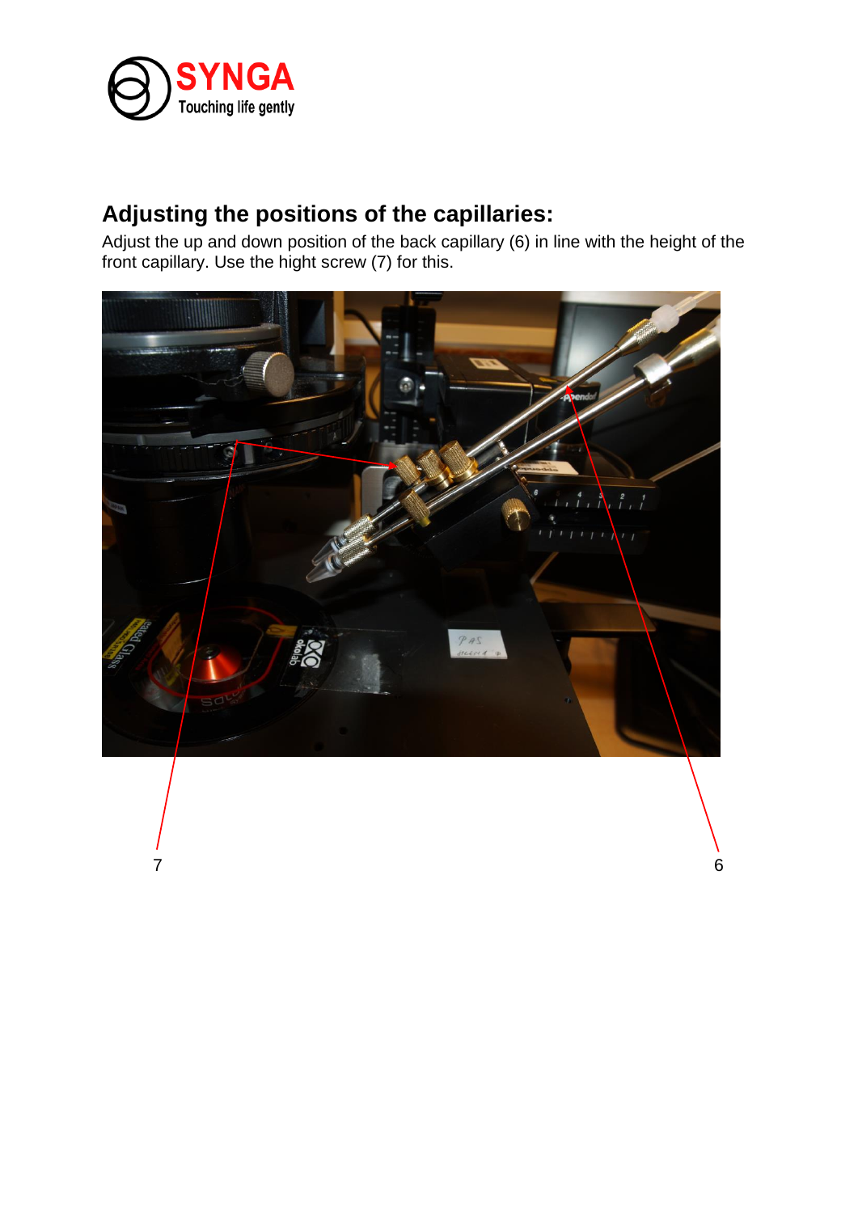## Adjusting the positions of the capillaries:

Adjust the up and down position of the back capillary (6) in line with the height of the front capillary. Use the hight screw (7) for this.

7

6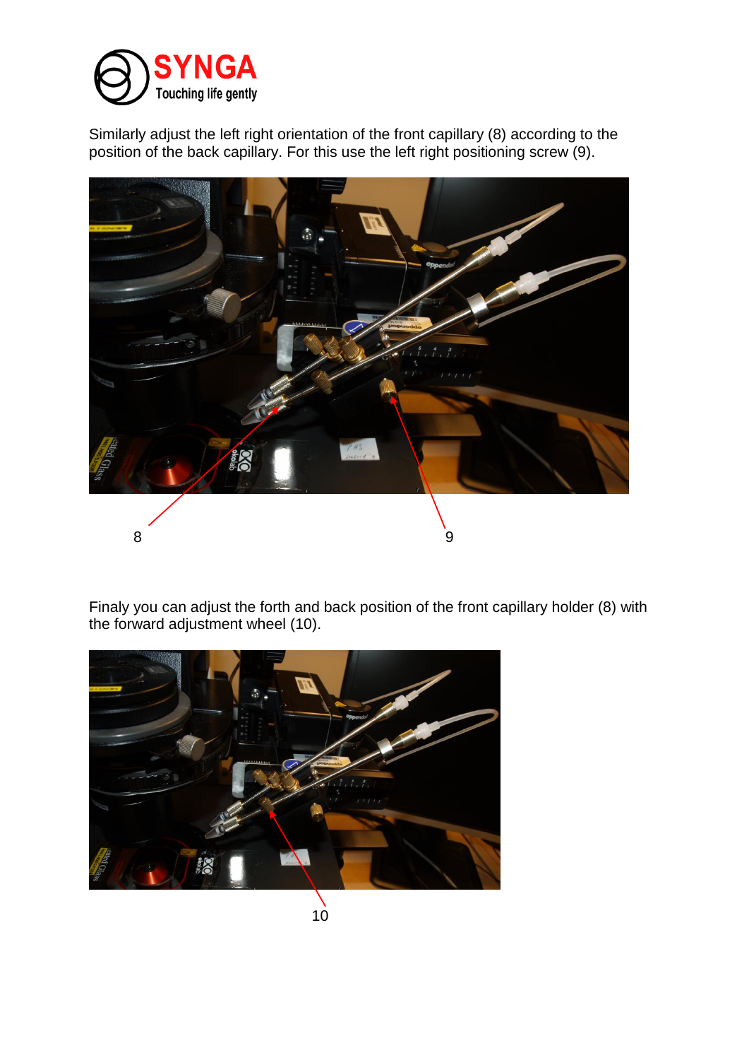Similarly adjust the left right orientation of the front capillary (8) according to the position of the back capillary. For this use the left right positioning screw (9).

8

9

Finaly you can adjust the forth and back position of the front capillary holder (8) with the forward adjustment wheel (10).

10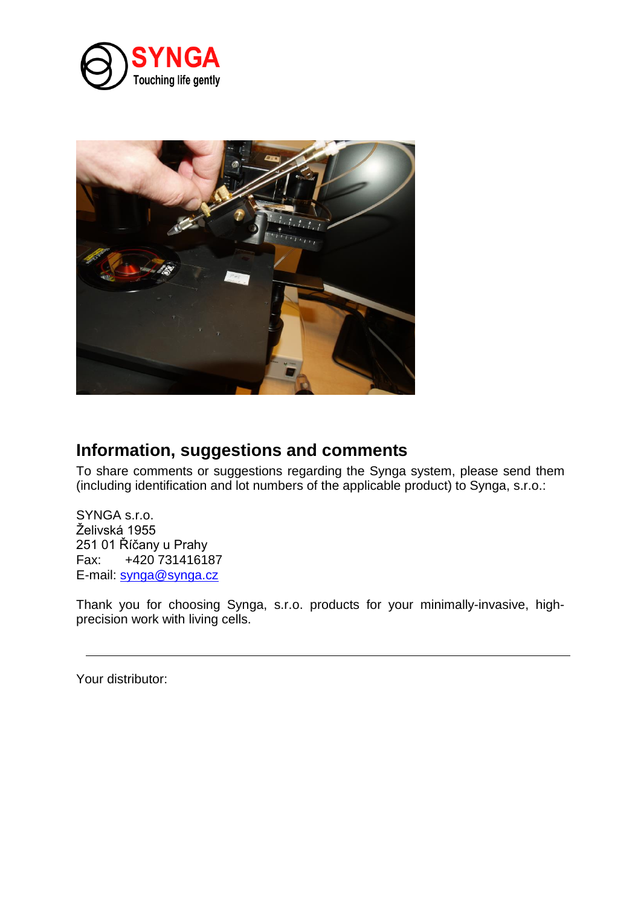SYNGA
Touching life gently

## Information, suggestions and comments

To share comments or suggestions regarding the Synga system, please send them (including identification and lot numbers of the applicable product) to Synga, s.r.o.:

SYNGA s.r.o.
Želivská 1955
251 01 Říčany u Prahy
Fax: +420 731416187
E-mail: synga@synga.cz

Thank you for choosing Synga, s.r.o. products for your minimally-invasive, high-precision work with living cells.

---

Your distributor: